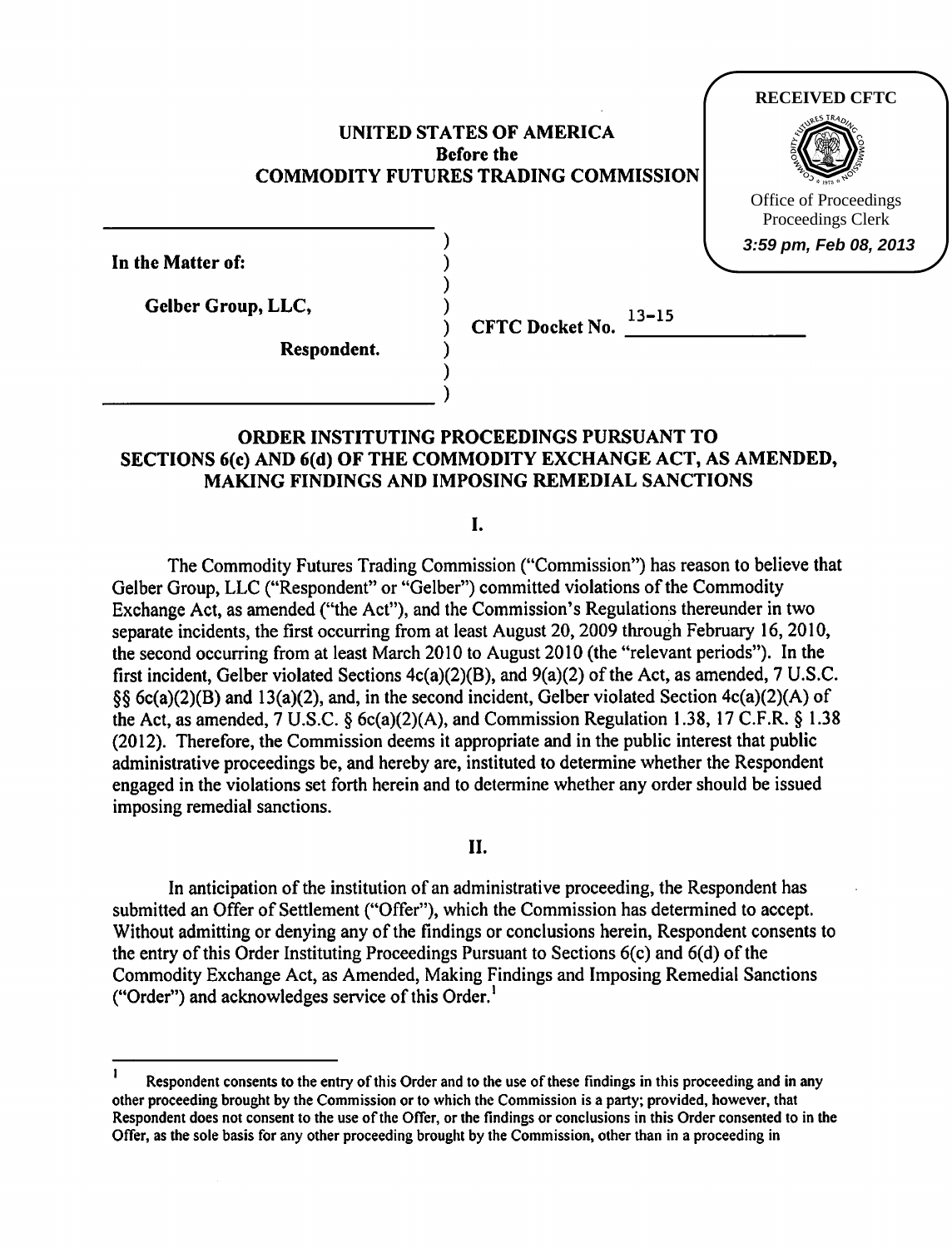RECEIVED CFTC

Office of Proceedings
Proceedings Clerk
3:59 pm, Feb 08, 2013

**UNITED STATES OF AMERICA**
**Before the**
**COMMODITY FUTURES TRADING COMMISSION**

**In the Matter of:**

**Gelber Group, LLC,**

**Respondent.**

**CFTC Docket No.** 13-15

## ORDER INSTITUTING PROCEEDINGS PURSUANT TO SECTIONS 6(c) AND 6(d) OF THE COMMODITY EXCHANGE ACT, AS AMENDED, MAKING FINDINGS AND IMPOSING REMEDIAL SANCTIONS

### I.

The Commodity Futures Trading Commission ("Commission") has reason to believe that Gelber Group, LLC ("Respondent" or "Gelber") committed violations of the Commodity Exchange Act, as amended ("the Act"), and the Commission's Regulations thereunder in two separate incidents, the first occurring from at least August 20, 2009 through February 16, 2010, the second occurring from at least March 2010 to August 2010 (the "relevant periods"). In the first incident, Gelber violated Sections 4c(a)(2)(B), and 9(a)(2) of the Act, as amended, 7 U.S.C. §§ 6c(a)(2)(B) and 13(a)(2), and, in the second incident, Gelber violated Section 4c(a)(2)(A) of the Act, as amended, 7 U.S.C. § 6c(a)(2)(A), and Commission Regulation 1.38, 17 C.F.R. § 1.38 (2012). Therefore, the Commission deems it appropriate and in the public interest that public administrative proceedings be, and hereby are, instituted to determine whether the Respondent engaged in the violations set forth herein and to determine whether any order should be issued imposing remedial sanctions.

### II.

In anticipation of the institution of an administrative proceeding, the Respondent has submitted an Offer of Settlement ("Offer"), which the Commission has determined to accept. Without admitting or denying any of the findings or conclusions herein, Respondent consents to the entry of this Order Instituting Proceedings Pursuant to Sections 6(c) and 6(d) of the Commodity Exchange Act, as Amended, Making Findings and Imposing Remedial Sanctions ("Order") and acknowledges service of this Order.[1]

[1] Respondent consents to the entry of this Order and to the use of these findings in this proceeding and in any other proceeding brought by the Commission or to which the Commission is a party; provided, however, that Respondent does not consent to the use of the Offer, or the findings or conclusions in this Order consented to in the Offer, as the sole basis for any other proceeding brought by the Commission, other than in a proceeding in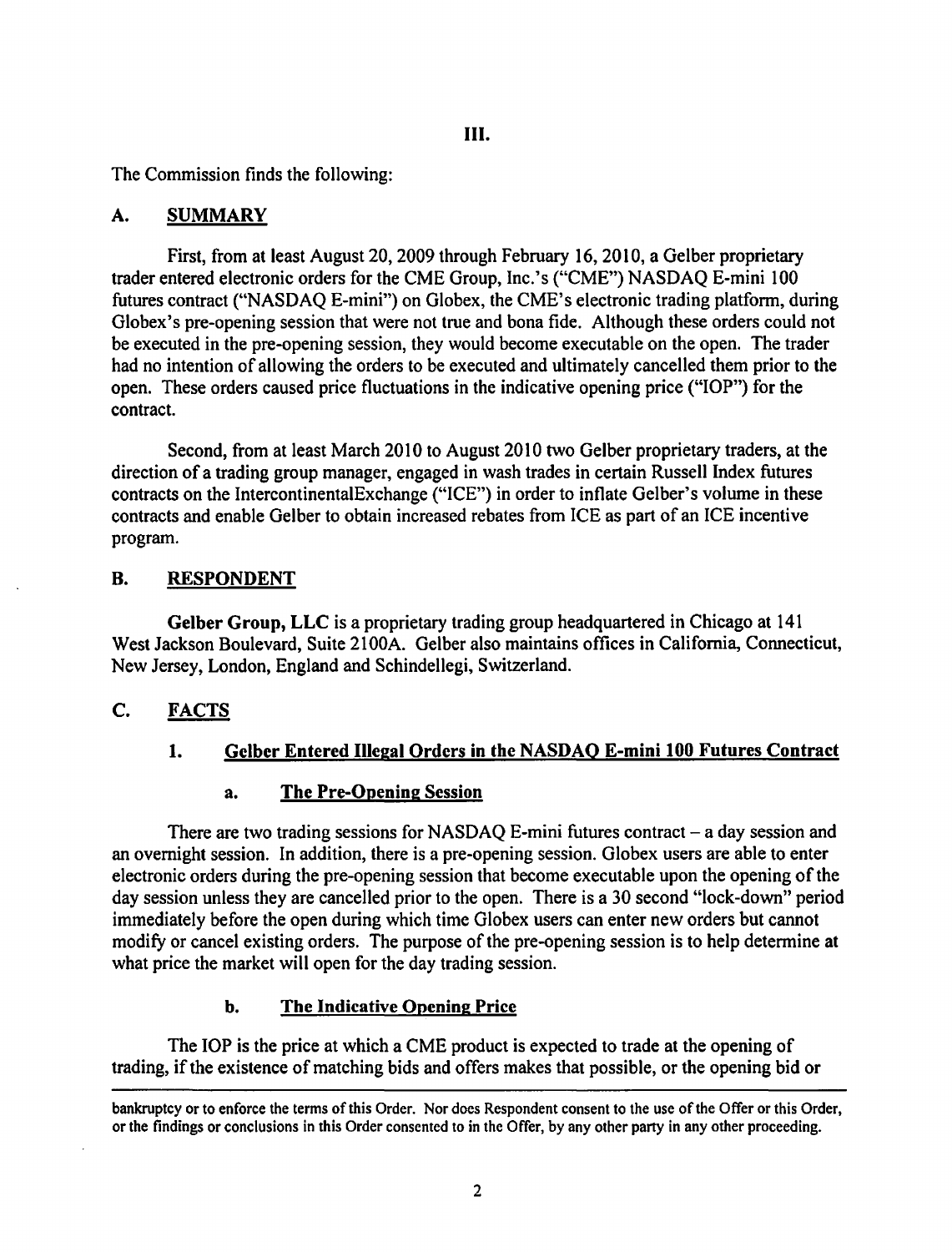## III.

The Commission finds the following:

### A. SUMMARY

First, from at least August 20, 2009 through February 16, 2010, a Gelber proprietary trader entered electronic orders for the CME Group, Inc.'s ("CME") NASDAQ E-mini 100 futures contract ("NASDAQ E-mini") on Globex, the CME's electronic trading platform, during Globex's pre-opening session that were not true and bona fide. Although these orders could not be executed in the pre-opening session, they would become executable on the open. The trader had no intention of allowing the orders to be executed and ultimately cancelled them prior to the open. These orders caused price fluctuations in the indicative opening price ("IOP") for the contract.

Second, from at least March 2010 to August 2010 two Gelber proprietary traders, at the direction of a trading group manager, engaged in wash trades in certain Russell Index futures contracts on the IntercontinentalExchange ("ICE") in order to inflate Gelber's volume in these contracts and enable Gelber to obtain increased rebates from ICE as part of an ICE incentive program.

### B. RESPONDENT

**Gelber Group, LLC** is a proprietary trading group headquartered in Chicago at 141 West Jackson Boulevard, Suite 2100A. Gelber also maintains offices in California, Connecticut, New Jersey, London, England and Schindellegi, Switzerland.

### C. FACTS

#### 1. Gelber Entered Illegal Orders in the NASDAQ E-mini 100 Futures Contract

##### a. The Pre-Opening Session

There are two trading sessions for NASDAQ E-mini futures contract – a day session and an overnight session. In addition, there is a pre-opening session. Globex users are able to enter electronic orders during the pre-opening session that become executable upon the opening of the day session unless they are cancelled prior to the open. There is a 30 second "lock-down" period immediately before the open during which time Globex users can enter new orders but cannot modify or cancel existing orders. The purpose of the pre-opening session is to help determine at what price the market will open for the day trading session.

##### b. The Indicative Opening Price

The IOP is the price at which a CME product is expected to trade at the opening of trading, if the existence of matching bids and offers makes that possible, or the opening bid or

---

bankruptcy or to enforce the terms of this Order. Nor does Respondent consent to the use of the Offer or this Order, or the findings or conclusions in this Order consented to in the Offer, by any other party in any other proceeding.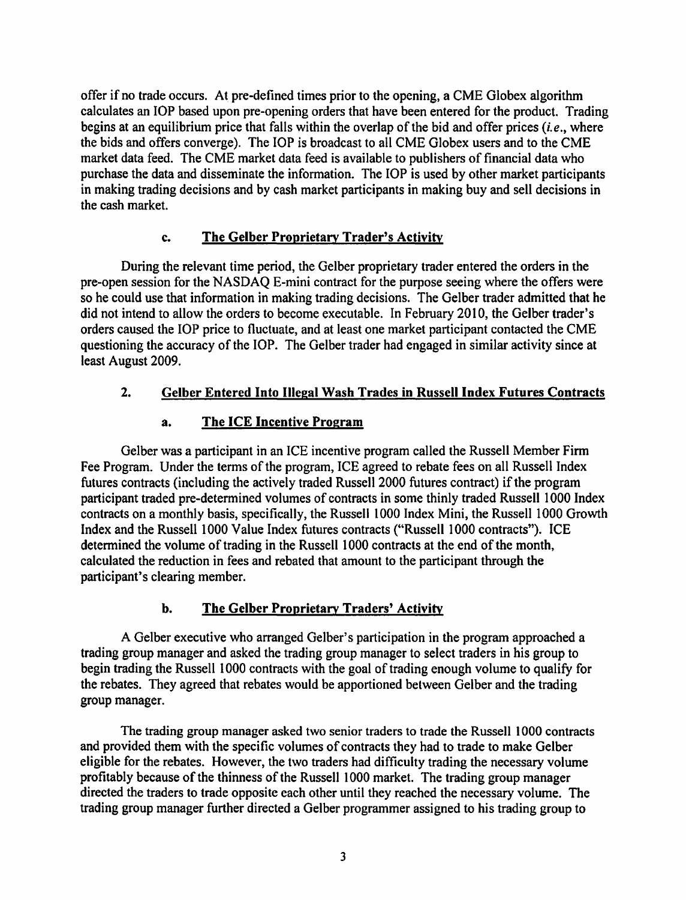offer if no trade occurs. At pre-defined times prior to the opening, a CME Globex algorithm calculates an IOP based upon pre-opening orders that have been entered for the product. Trading begins at an equilibrium price that falls within the overlap of the bid and offer prices (*i.e.*, where the bids and offers converge). The IOP is broadcast to all CME Globex users and to the CME market data feed. The CME market data feed is available to publishers of financial data who purchase the data and disseminate the information. The IOP is used by other market participants in making trading decisions and by cash market participants in making buy and sell decisions in the cash market.

#### c. The Gelber Proprietary Trader's Activity

During the relevant time period, the Gelber proprietary trader entered the orders in the pre-open session for the NASDAQ E-mini contract for the purpose seeing where the offers were so he could use that information in making trading decisions. The Gelber trader admitted that he did not intend to allow the orders to become executable. In February 2010, the Gelber trader's orders caused the IOP price to fluctuate, and at least one market participant contacted the CME questioning the accuracy of the IOP. The Gelber trader had engaged in similar activity since at least August 2009.

### 2. Gelber Entered Into Illegal Wash Trades in Russell Index Futures Contracts

#### a. The ICE Incentive Program

Gelber was a participant in an ICE incentive program called the Russell Member Firm Fee Program. Under the terms of the program, ICE agreed to rebate fees on all Russell Index futures contracts (including the actively traded Russell 2000 futures contract) if the program participant traded pre-determined volumes of contracts in some thinly traded Russell 1000 Index contracts on a monthly basis, specifically, the Russell 1000 Index Mini, the Russell 1000 Growth Index and the Russell 1000 Value Index futures contracts ("Russell 1000 contracts"). ICE determined the volume of trading in the Russell 1000 contracts at the end of the month, calculated the reduction in fees and rebated that amount to the participant through the participant's clearing member.

#### b. The Gelber Proprietary Traders' Activity

A Gelber executive who arranged Gelber's participation in the program approached a trading group manager and asked the trading group manager to select traders in his group to begin trading the Russell 1000 contracts with the goal of trading enough volume to qualify for the rebates. They agreed that rebates would be apportioned between Gelber and the trading group manager.

The trading group manager asked two senior traders to trade the Russell 1000 contracts and provided them with the specific volumes of contracts they had to trade to make Gelber eligible for the rebates. However, the two traders had difficulty trading the necessary volume profitably because of the thinness of the Russell 1000 market. The trading group manager directed the traders to trade opposite each other until they reached the necessary volume. The trading group manager further directed a Gelber programmer assigned to his trading group to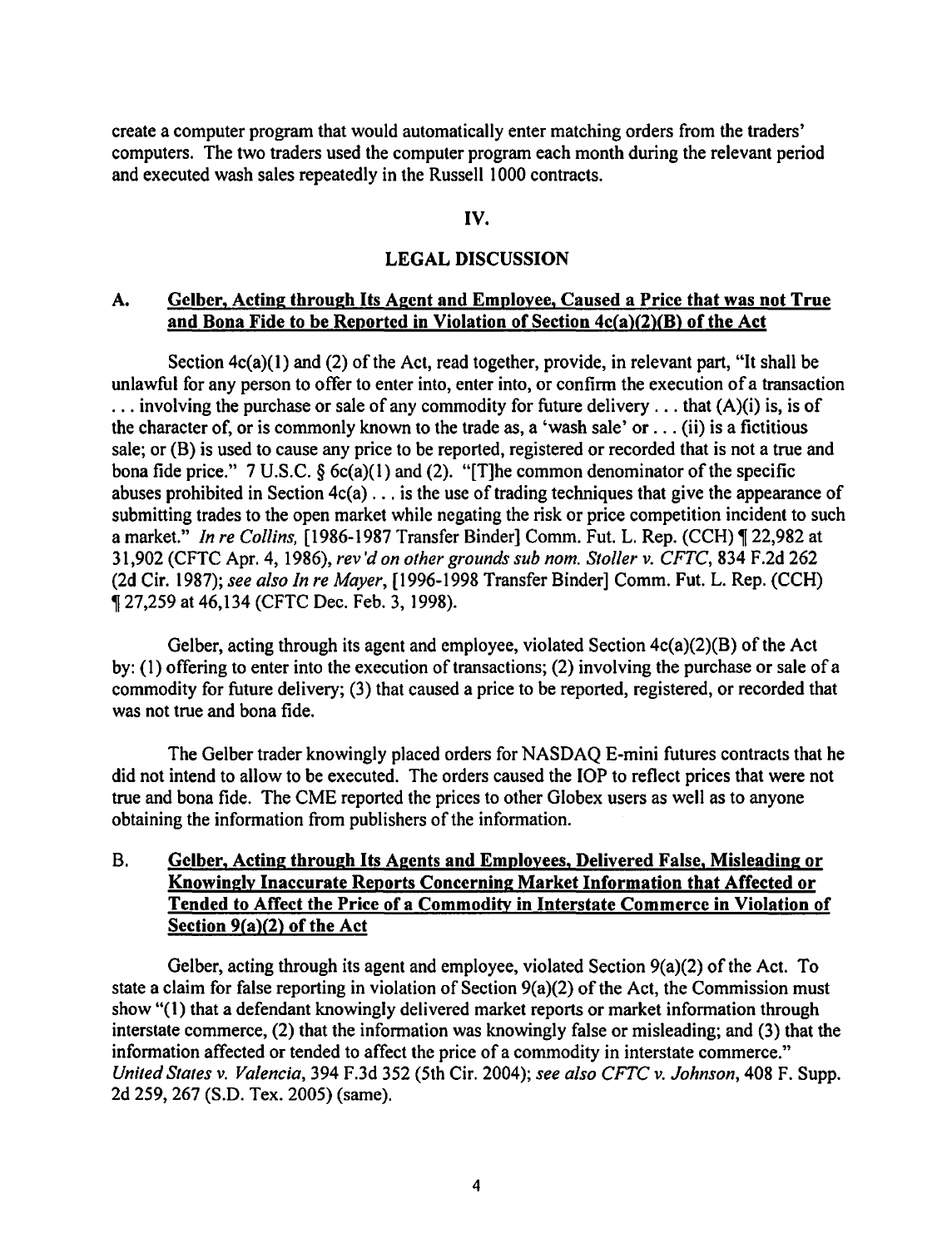create a computer program that would automatically enter matching orders from the traders' computers. The two traders used the computer program each month during the relevant period and executed wash sales repeatedly in the Russell 1000 contracts.

## IV.

## LEGAL DISCUSSION

### A. Gelber, Acting through Its Agent and Employee, Caused a Price that was not True and Bona Fide to be Reported in Violation of Section 4c(a)(2)(B) of the Act

Section 4c(a)(1) and (2) of the Act, read together, provide, in relevant part, "It shall be unlawful for any person to offer to enter into, enter into, or confirm the execution of a transaction . . . involving the purchase or sale of any commodity for future delivery . . . that (A)(i) is, is of the character of, or is commonly known to the trade as, a 'wash sale' or . . . (ii) is a fictitious sale; or (B) is used to cause any price to be reported, registered or recorded that is not a true and bona fide price." 7 U.S.C. § 6c(a)(1) and (2). "[T]he common denominator of the specific abuses prohibited in Section 4c(a) . . . is the use of trading techniques that give the appearance of submitting trades to the open market while negating the risk or price competition incident to such a market." *In re Collins,* [1986-1987 Transfer Binder] Comm. Fut. L. Rep. (CCH) ¶ 22,982 at 31,902 (CFTC Apr. 4, 1986), *rev'd on other grounds sub nom. Stoller v. CFTC,* 834 F.2d 262 (2d Cir. 1987); *see also In re Mayer,* [1996-1998 Transfer Binder] Comm. Fut. L. Rep. (CCH) ¶ 27,259 at 46,134 (CFTC Dec. Feb. 3, 1998).

Gelber, acting through its agent and employee, violated Section 4c(a)(2)(B) of the Act by: (1) offering to enter into the execution of transactions; (2) involving the purchase or sale of a commodity for future delivery; (3) that caused a price to be reported, registered, or recorded that was not true and bona fide.

The Gelber trader knowingly placed orders for NASDAQ E-mini futures contracts that he did not intend to allow to be executed. The orders caused the IOP to reflect prices that were not true and bona fide. The CME reported the prices to other Globex users as well as to anyone obtaining the information from publishers of the information.

### B. Gelber, Acting through Its Agents and Employees, Delivered False, Misleading or Knowingly Inaccurate Reports Concerning Market Information that Affected or Tended to Affect the Price of a Commodity in Interstate Commerce in Violation of Section 9(a)(2) of the Act

Gelber, acting through its agent and employee, violated Section 9(a)(2) of the Act. To state a claim for false reporting in violation of Section 9(a)(2) of the Act, the Commission must show "(1) that a defendant knowingly delivered market reports or market information through interstate commerce, (2) that the information was knowingly false or misleading; and (3) that the information affected or tended to affect the price of a commodity in interstate commerce." *United States v. Valencia,* 394 F.3d 352 (5th Cir. 2004); *see also CFTC v. Johnson,* 408 F. Supp. 2d 259, 267 (S.D. Tex. 2005) (same).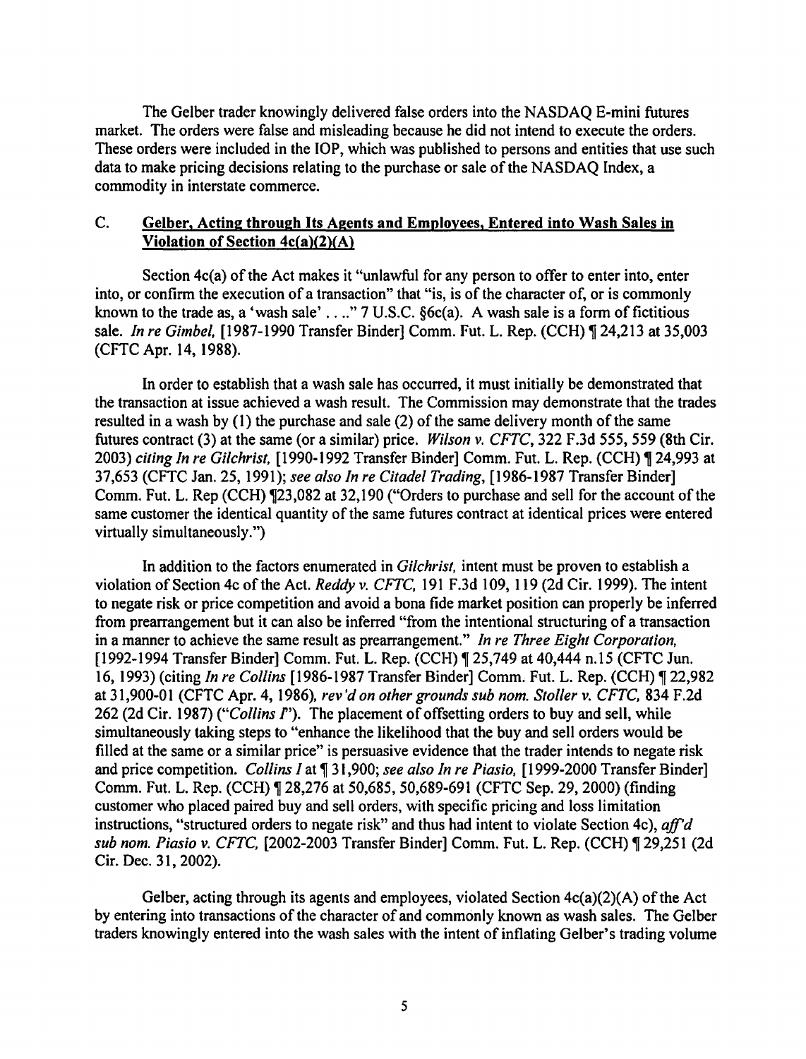The Gelber trader knowingly delivered false orders into the NASDAQ E-mini futures market. The orders were false and misleading because he did not intend to execute the orders. These orders were included in the IOP, which was published to persons and entities that use such data to make pricing decisions relating to the purchase or sale of the NASDAQ Index, a commodity in interstate commerce.

### C. Gelber, Acting through Its Agents and Employees, Entered into Wash Sales in Violation of Section 4c(a)(2)(A)

Section 4c(a) of the Act makes it "unlawful for any person to offer to enter into, enter into, or confirm the execution of a transaction" that "is, is of the character of, or is commonly known to the trade as, a 'wash sale' . . .." 7 U.S.C. §6c(a). A wash sale is a form of fictitious sale. *In re Gimbel,* [1987-1990 Transfer Binder] Comm. Fut. L. Rep. (CCH) ¶ 24,213 at 35,003 (CFTC Apr. 14, 1988).

In order to establish that a wash sale has occurred, it must initially be demonstrated that the transaction at issue achieved a wash result. The Commission may demonstrate that the trades resulted in a wash by (1) the purchase and sale (2) of the same delivery month of the same futures contract (3) at the same (or a similar) price. *Wilson v. CFTC*, 322 F.3d 555, 559 (8th Cir. 2003) *citing In re Gilchrist,* [1990-1992 Transfer Binder] Comm. Fut. L. Rep. (CCH) ¶ 24,993 at 37,653 (CFTC Jan. 25, 1991); *see also In re Citadel Trading*, [1986-1987 Transfer Binder] Comm. Fut. L. Rep (CCH) ¶23,082 at 32,190 ("Orders to purchase and sell for the account of the same customer the identical quantity of the same futures contract at identical prices were entered virtually simultaneously.")

In addition to the factors enumerated in *Gilchrist,* intent must be proven to establish a violation of Section 4c of the Act. *Reddy v. CFTC*, 191 F.3d 109, 119 (2d Cir. 1999). The intent to negate risk or price competition and avoid a bona fide market position can properly be inferred from prearrangement but it can also be inferred "from the intentional structuring of a transaction in a manner to achieve the same result as prearrangement." *In re Three Eight Corporation,* [1992-1994 Transfer Binder] Comm. Fut. L. Rep. (CCH) ¶ 25,749 at 40,444 n.15 (CFTC Jun. 16, 1993) (citing *In re Collins* [1986-1987 Transfer Binder] Comm. Fut. L. Rep. (CCH) ¶ 22,982 at 31,900-01 (CFTC Apr. 4, 1986), *rev'd on other grounds sub nom. Stoller v. CFTC,* 834 F.2d 262 (2d Cir. 1987) ("*Collins I*"). The placement of offsetting orders to buy and sell, while simultaneously taking steps to "enhance the likelihood that the buy and sell orders would be filled at the same or a similar price" is persuasive evidence that the trader intends to negate risk and price competition. *Collins I* at ¶ 31,900; *see also In re Piasio,* [1999-2000 Transfer Binder] Comm. Fut. L. Rep. (CCH) ¶ 28,276 at 50,685, 50,689-691 (CFTC Sep. 29, 2000) (finding customer who placed paired buy and sell orders, with specific pricing and loss limitation instructions, "structured orders to negate risk" and thus had intent to violate Section 4c), *aff'd sub nom. Piasio v. CFTC,* [2002-2003 Transfer Binder] Comm. Fut. L. Rep. (CCH) ¶ 29,251 (2d Cir. Dec. 31, 2002).

Gelber, acting through its agents and employees, violated Section 4c(a)(2)(A) of the Act by entering into transactions of the character of and commonly known as wash sales. The Gelber traders knowingly entered into the wash sales with the intent of inflating Gelber's trading volume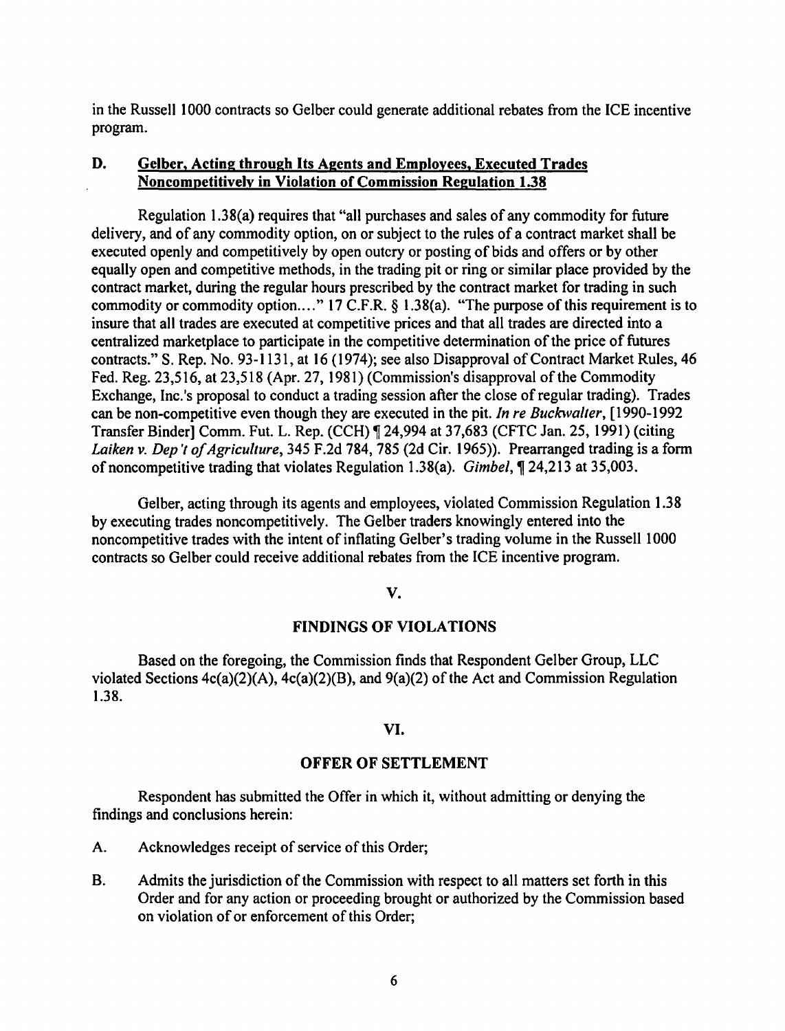in the Russell 1000 contracts so Gelber could generate additional rebates from the ICE incentive program.

### D. Gelber, Acting through Its Agents and Employees, Executed Trades Noncompetitively in Violation of Commission Regulation 1.38

Regulation 1.38(a) requires that "all purchases and sales of any commodity for future delivery, and of any commodity option, on or subject to the rules of a contract market shall be executed openly and competitively by open outcry or posting of bids and offers or by other equally open and competitive methods, in the trading pit or ring or similar place provided by the contract market, during the regular hours prescribed by the contract market for trading in such commodity or commodity option...." 17 C.F.R. § 1.38(a). "The purpose of this requirement is to insure that all trades are executed at competitive prices and that all trades are directed into a centralized marketplace to participate in the competitive determination of the price of futures contracts." S. Rep. No. 93-1131, at 16 (1974); see also Disapproval of Contract Market Rules, 46 Fed. Reg. 23,516, at 23,518 (Apr. 27, 1981) (Commission's disapproval of the Commodity Exchange, Inc.'s proposal to conduct a trading session after the close of regular trading). Trades can be non-competitive even though they are executed in the pit. *In re Buckwalter*, [1990-1992 Transfer Binder] Comm. Fut. L. Rep. (CCH) ¶ 24,994 at 37,683 (CFTC Jan. 25, 1991) (citing *Laiken v. Dep't of Agriculture*, 345 F.2d 784, 785 (2d Cir. 1965)). Prearranged trading is a form of noncompetitive trading that violates Regulation 1.38(a). *Gimbel*, ¶ 24,213 at 35,003.

Gelber, acting through its agents and employees, violated Commission Regulation 1.38 by executing trades noncompetitively. The Gelber traders knowingly entered into the noncompetitive trades with the intent of inflating Gelber's trading volume in the Russell 1000 contracts so Gelber could receive additional rebates from the ICE incentive program.

## V.

## FINDINGS OF VIOLATIONS

Based on the foregoing, the Commission finds that Respondent Gelber Group, LLC violated Sections 4c(a)(2)(A), 4c(a)(2)(B), and 9(a)(2) of the Act and Commission Regulation 1.38.

## VI.

## OFFER OF SETTLEMENT

Respondent has submitted the Offer in which it, without admitting or denying the findings and conclusions herein:

A. Acknowledges receipt of service of this Order;

B. Admits the jurisdiction of the Commission with respect to all matters set forth in this Order and for any action or proceeding brought or authorized by the Commission based on violation of or enforcement of this Order;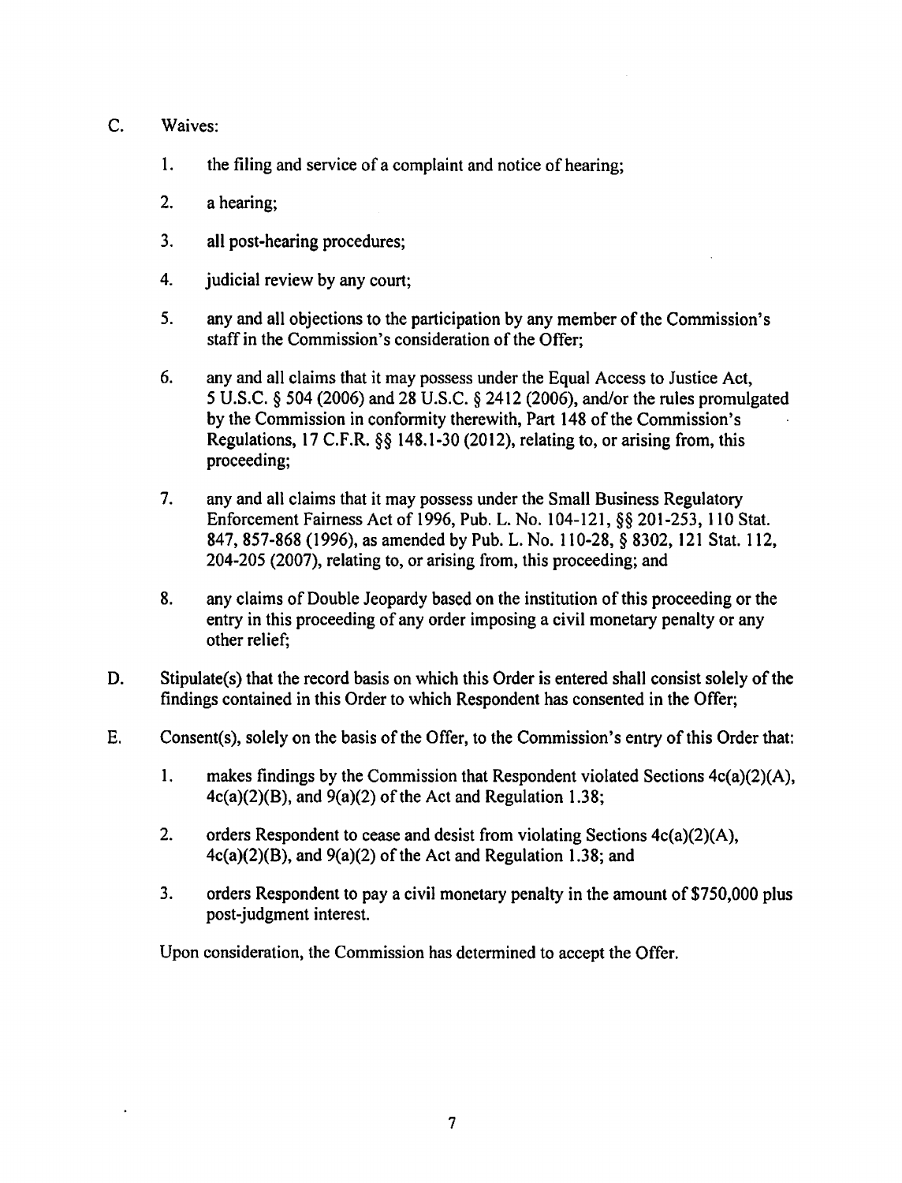C. Waives:

   1. the filing and service of a complaint and notice of hearing;

   2. a hearing;

   3. all post-hearing procedures;

   4. judicial review by any court;

   5. any and all objections to the participation by any member of the Commission's staff in the Commission's consideration of the Offer;

   6. any and all claims that it may possess under the Equal Access to Justice Act, 5 U.S.C. § 504 (2006) and 28 U.S.C. § 2412 (2006), and/or the rules promulgated by the Commission in conformity therewith, Part 148 of the Commission's Regulations, 17 C.F.R. §§ 148.1-30 (2012), relating to, or arising from, this proceeding;

   7. any and all claims that it may possess under the Small Business Regulatory Enforcement Fairness Act of 1996, Pub. L. No. 104-121, §§ 201-253, 110 Stat. 847, 857-868 (1996), as amended by Pub. L. No. 110-28, § 8302, 121 Stat. 112, 204-205 (2007), relating to, or arising from, this proceeding; and

   8. any claims of Double Jeopardy based on the institution of this proceeding or the entry in this proceeding of any order imposing a civil monetary penalty or any other relief;

D. Stipulate(s) that the record basis on which this Order is entered shall consist solely of the findings contained in this Order to which Respondent has consented in the Offer;

E. Consent(s), solely on the basis of the Offer, to the Commission's entry of this Order that:

   1. makes findings by the Commission that Respondent violated Sections 4c(a)(2)(A), 4c(a)(2)(B), and 9(a)(2) of the Act and Regulation 1.38;

   2. orders Respondent to cease and desist from violating Sections 4c(a)(2)(A), 4c(a)(2)(B), and 9(a)(2) of the Act and Regulation 1.38; and

   3. orders Respondent to pay a civil monetary penalty in the amount of $750,000 plus post-judgment interest.

Upon consideration, the Commission has determined to accept the Offer.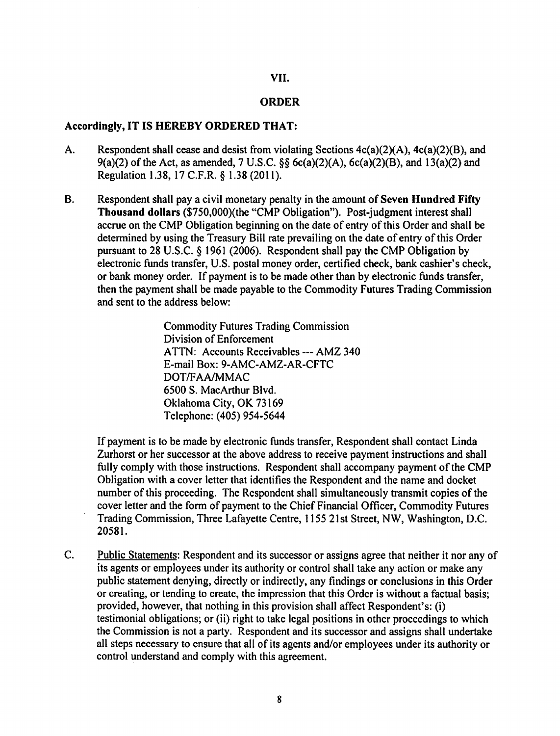# VII.

# ORDER

**Accordingly, IT IS HEREBY ORDERED THAT:**

A. Respondent shall cease and desist from violating Sections 4c(a)(2)(A), 4c(a)(2)(B), and 9(a)(2) of the Act, as amended, 7 U.S.C. §§ 6c(a)(2)(A), 6c(a)(2)(B), and 13(a)(2) and Regulation 1.38, 17 C.F.R. § 1.38 (2011).

B. Respondent shall pay a civil monetary penalty in the amount of **Seven Hundred Fifty Thousand dollars** ($750,000)(the "CMP Obligation"). Post-judgment interest shall accrue on the CMP Obligation beginning on the date of entry of this Order and shall be determined by using the Treasury Bill rate prevailing on the date of entry of this Order pursuant to 28 U.S.C. § 1961 (2006). Respondent shall pay the CMP Obligation by electronic funds transfer, U.S. postal money order, certified check, bank cashier's check, or bank money order. If payment is to be made other than by electronic funds transfer, then the payment shall be made payable to the Commodity Futures Trading Commission and sent to the address below:

   Commodity Futures Trading Commission
   Division of Enforcement
   ATTN: Accounts Receivables --- AMZ 340
   E-mail Box: 9-AMC-AMZ-AR-CFTC
   DOT/FAA/MMAC
   6500 S. MacArthur Blvd.
   Oklahoma City, OK 73169
   Telephone: (405) 954-5644

   If payment is to be made by electronic funds transfer, Respondent shall contact Linda Zurhorst or her successor at the above address to receive payment instructions and shall fully comply with those instructions. Respondent shall accompany payment of the CMP Obligation with a cover letter that identifies the Respondent and the name and docket number of this proceeding. The Respondent shall simultaneously transmit copies of the cover letter and the form of payment to the Chief Financial Officer, Commodity Futures Trading Commission, Three Lafayette Centre, 1155 21st Street, NW, Washington, D.C. 20581.

C. Public Statements: Respondent and its successor or assigns agree that neither it nor any of its agents or employees under its authority or control shall take any action or make any public statement denying, directly or indirectly, any findings or conclusions in this Order or creating, or tending to create, the impression that this Order is without a factual basis; provided, however, that nothing in this provision shall affect Respondent's: (i) testimonial obligations; or (ii) right to take legal positions in other proceedings to which the Commission is not a party. Respondent and its successor and assigns shall undertake all steps necessary to ensure that all of its agents and/or employees under its authority or control understand and comply with this agreement.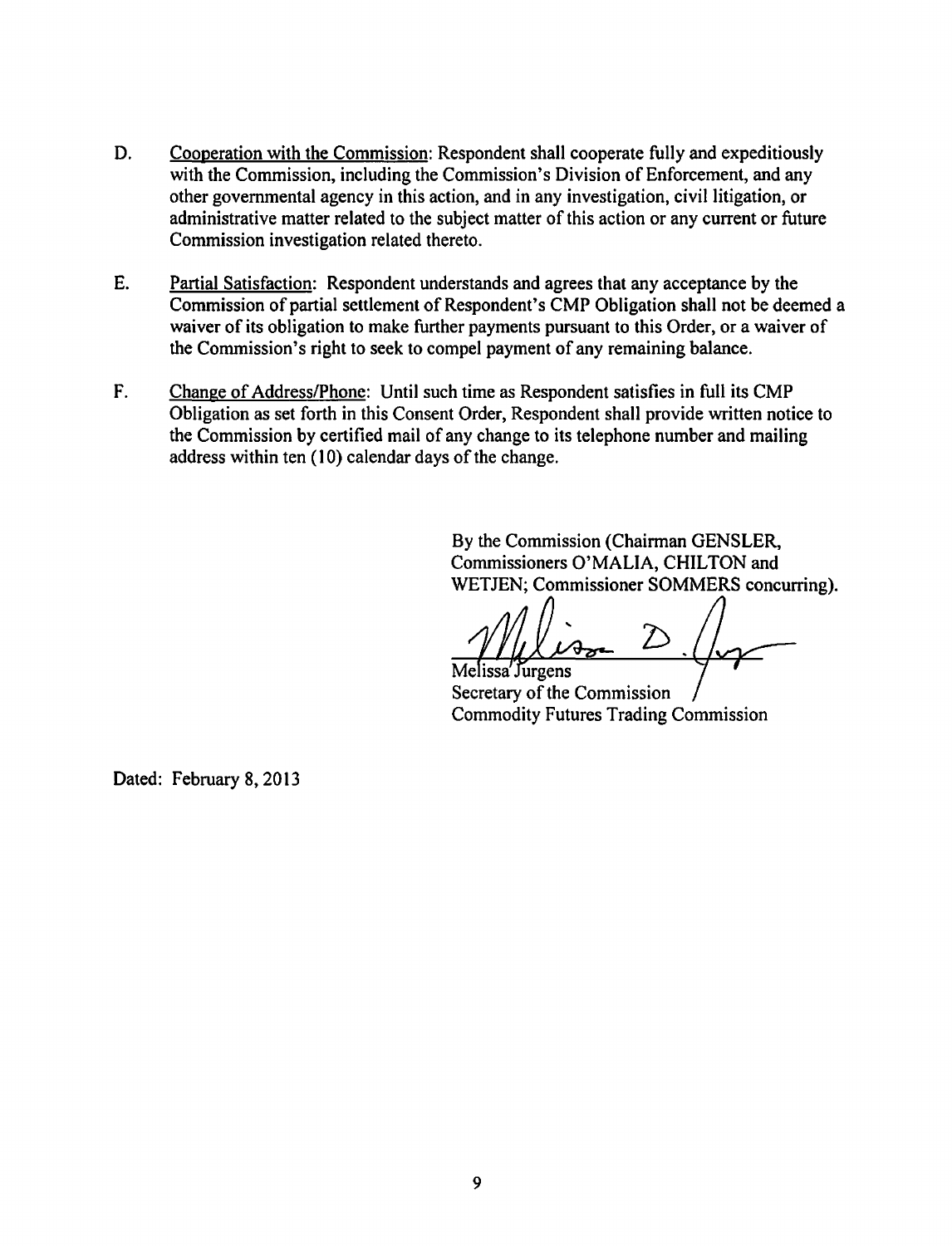D. <u>Cooperation with the Commission</u>: Respondent shall cooperate fully and expeditiously with the Commission, including the Commission's Division of Enforcement, and any other governmental agency in this action, and in any investigation, civil litigation, or administrative matter related to the subject matter of this action or any current or future Commission investigation related thereto.

E. <u>Partial Satisfaction</u>: Respondent understands and agrees that any acceptance by the Commission of partial settlement of Respondent's CMP Obligation shall not be deemed a waiver of its obligation to make further payments pursuant to this Order, or a waiver of the Commission's right to seek to compel payment of any remaining balance.

F. <u>Change of Address/Phone</u>: Until such time as Respondent satisfies in full its CMP Obligation as set forth in this Consent Order, Respondent shall provide written notice to the Commission by certified mail of any change to its telephone number and mailing address within ten (10) calendar days of the change.

By the Commission (Chairman GENSLER, Commissioners O'MALIA, CHILTON and WETJEN; Commissioner SOMMERS concurring).

Melissa Jurgens
Secretary of the Commission
Commodity Futures Trading Commission

Dated: February 8, 2013